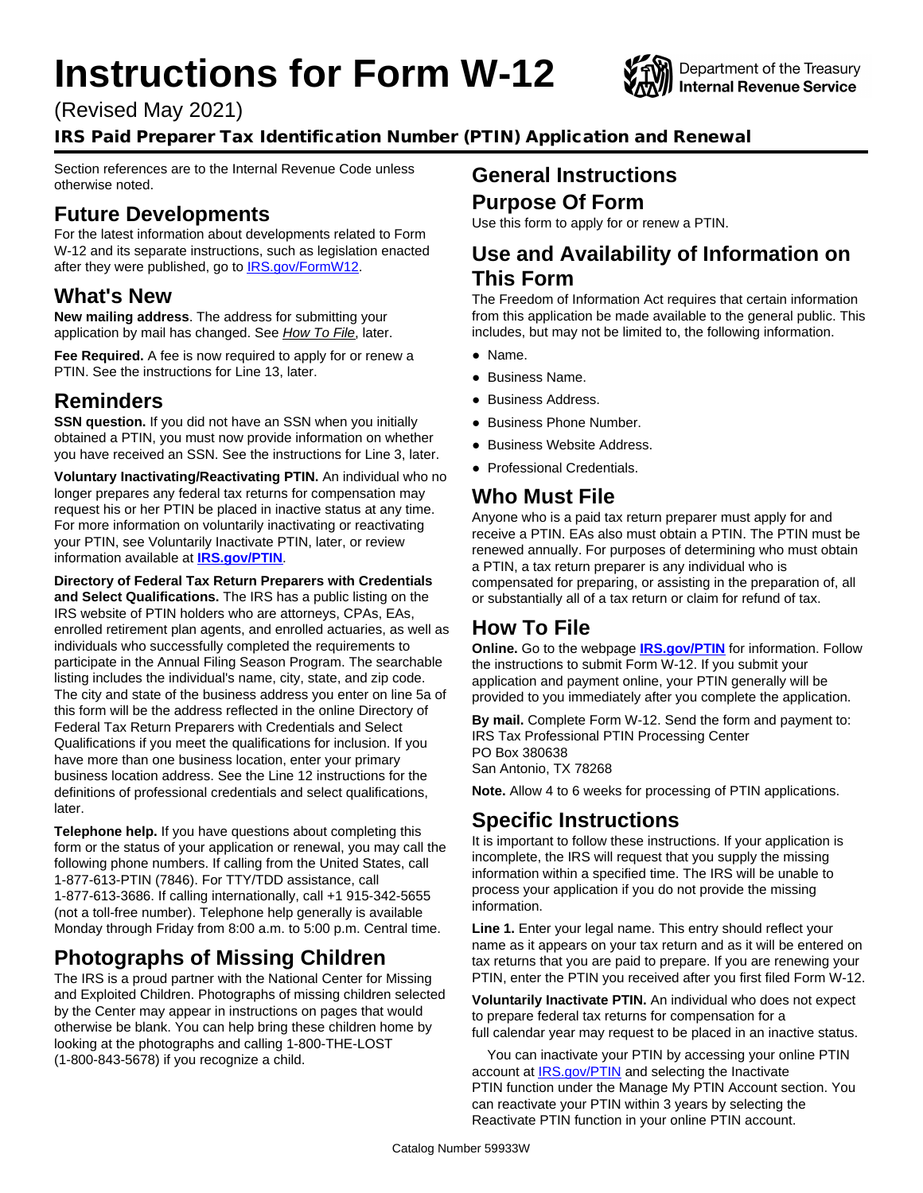# Instructions for Form W-12

Department of the Treasury
Internal Revenue Service

(Revised May 2021)

## IRS Paid Preparer Tax Identification Number (PTIN) Application and Renewal

Section references are to the Internal Revenue Code unless otherwise noted.

## Future Developments

For the latest information about developments related to Form W-12 and its separate instructions, such as legislation enacted after they were published, go to IRS.gov/FormW12.

## What's New

**New mailing address**. The address for submitting your application by mail has changed. See *How To File*, later.

**Fee Required.** A fee is now required to apply for or renew a PTIN. See the instructions for Line 13, later.

## Reminders

**SSN question.** If you did not have an SSN when you initially obtained a PTIN, you must now provide information on whether you have received an SSN. See the instructions for Line 3, later.

**Voluntary Inactivating/Reactivating PTIN.** An individual who no longer prepares any federal tax returns for compensation may request his or her PTIN be placed in inactive status at any time. For more information on voluntarily inactivating or reactivating your PTIN, see Voluntarily Inactivate PTIN, later, or review information available at **IRS.gov/PTIN**.

**Directory of Federal Tax Return Preparers with Credentials and Select Qualifications.** The IRS has a public listing on the IRS website of PTIN holders who are attorneys, CPAs, EAs, enrolled retirement plan agents, and enrolled actuaries, as well as individuals who successfully completed the requirements to participate in the Annual Filing Season Program. The searchable listing includes the individual's name, city, state, and zip code. The city and state of the business address you enter on line 5a of this form will be the address reflected in the online Directory of Federal Tax Return Preparers with Credentials and Select Qualifications if you meet the qualifications for inclusion. If you have more than one business location, enter your primary business location address. See the Line 12 instructions for the definitions of professional credentials and select qualifications, later.

**Telephone help.** If you have questions about completing this form or the status of your application or renewal, you may call the following phone numbers. If calling from the United States, call 1-877-613-PTIN (7846). For TTY/TDD assistance, call 1-877-613-3686. If calling internationally, call +1 915-342-5655 (not a toll-free number). Telephone help generally is available Monday through Friday from 8:00 a.m. to 5:00 p.m. Central time.

## Photographs of Missing Children

The IRS is a proud partner with the National Center for Missing and Exploited Children. Photographs of missing children selected by the Center may appear in instructions on pages that would otherwise be blank. You can help bring these children home by looking at the photographs and calling 1-800-THE-LOST (1-800-843-5678) if you recognize a child.

## General Instructions

## Purpose Of Form

Use this form to apply for or renew a PTIN.

## Use and Availability of Information on This Form

The Freedom of Information Act requires that certain information from this application be made available to the general public. This includes, but may not be limited to, the following information.

- Name.
- Business Name.
- Business Address.
- Business Phone Number.
- Business Website Address.
- Professional Credentials.

## Who Must File

Anyone who is a paid tax return preparer must apply for and receive a PTIN. EAs also must obtain a PTIN. The PTIN must be renewed annually. For purposes of determining who must obtain a PTIN, a tax return preparer is any individual who is compensated for preparing, or assisting in the preparation of, all or substantially all of a tax return or claim for refund of tax.

## How To File

**Online.** Go to the webpage **IRS.gov/PTIN** for information. Follow the instructions to submit Form W-12. If you submit your application and payment online, your PTIN generally will be provided to you immediately after you complete the application.

**By mail.** Complete Form W-12. Send the form and payment to:
IRS Tax Professional PTIN Processing Center
PO Box 380638
San Antonio, TX 78268

**Note.** Allow 4 to 6 weeks for processing of PTIN applications.

## Specific Instructions

It is important to follow these instructions. If your application is incomplete, the IRS will request that you supply the missing information within a specified time. The IRS will be unable to process your application if you do not provide the missing information.

**Line 1.** Enter your legal name. This entry should reflect your name as it appears on your tax return and as it will be entered on tax returns that you are paid to prepare. If you are renewing your PTIN, enter the PTIN you received after you first filed Form W-12.

**Voluntarily Inactivate PTIN.** An individual who does not expect to prepare federal tax returns for compensation for a full calendar year may request to be placed in an inactive status.

You can inactivate your PTIN by accessing your online PTIN account at IRS.gov/PTIN and selecting the Inactivate PTIN function under the Manage My PTIN Account section. You can reactivate your PTIN within 3 years by selecting the Reactivate PTIN function in your online PTIN account.

Catalog Number 59933W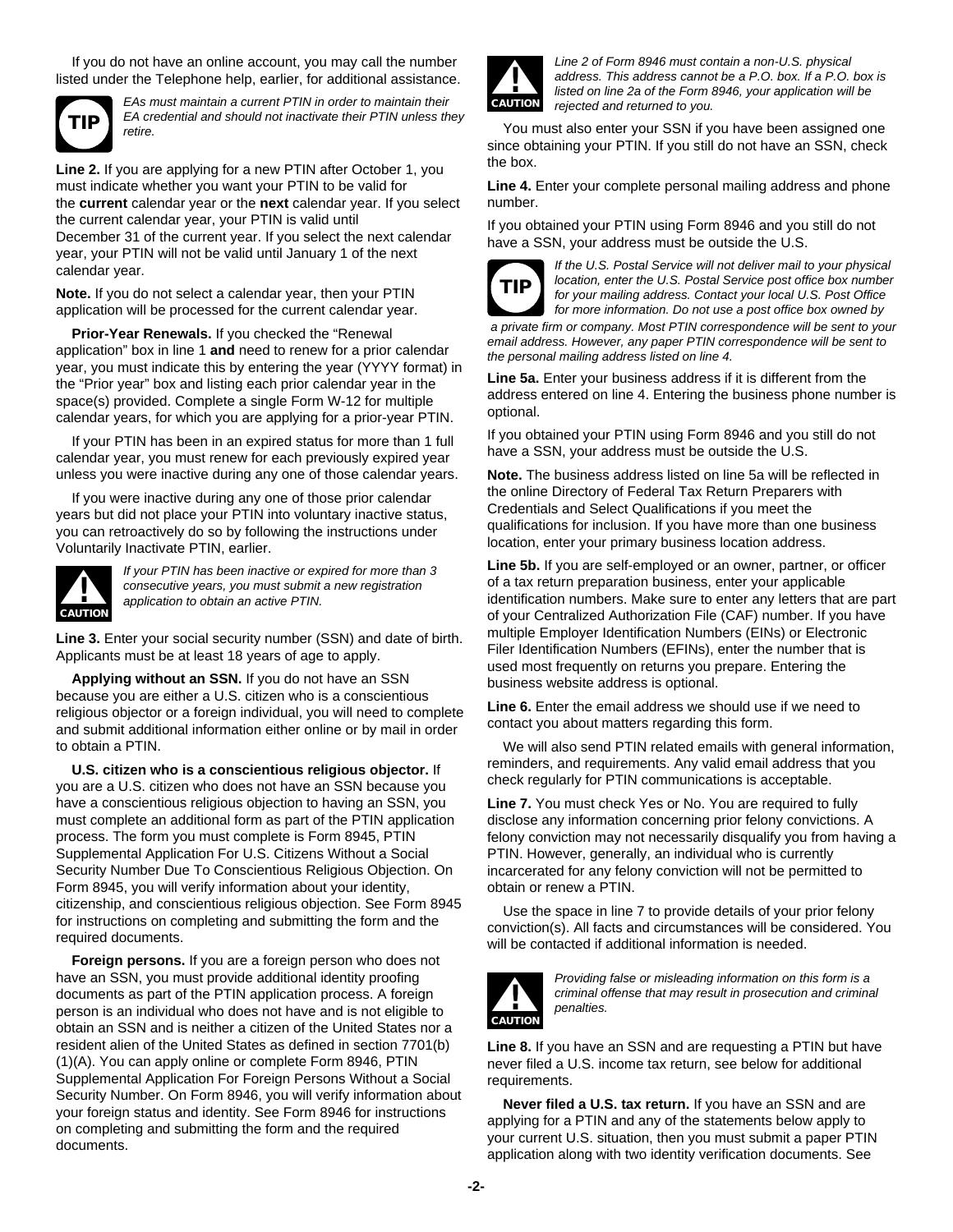If you do not have an online account, you may call the number listed under the Telephone help, earlier, for additional assistance.

**TIP** *EAs must maintain a current PTIN in order to maintain their EA credential and should not inactivate their PTIN unless they retire.*

**Line 2.** If you are applying for a new PTIN after October 1, you must indicate whether you want your PTIN to be valid for the **current** calendar year or the **next** calendar year. If you select the current calendar year, your PTIN is valid until December 31 of the current year. If you select the next calendar year, your PTIN will not be valid until January 1 of the next calendar year.

**Note.** If you do not select a calendar year, then your PTIN application will be processed for the current calendar year.

**Prior-Year Renewals.** If you checked the "Renewal application" box in line 1 **and** need to renew for a prior calendar year, you must indicate this by entering the year (YYYY format) in the "Prior year" box and listing each prior calendar year in the space(s) provided. Complete a single Form W-12 for multiple calendar years, for which you are applying for a prior-year PTIN.

If your PTIN has been in an expired status for more than 1 full calendar year, you must renew for each previously expired year unless you were inactive during any one of those calendar years.

If you were inactive during any one of those prior calendar years but did not place your PTIN into voluntary inactive status, you can retroactively do so by following the instructions under Voluntarily Inactivate PTIN, earlier.

**CAUTION** *If your PTIN has been inactive or expired for more than 3 consecutive years, you must submit a new registration application to obtain an active PTIN.*

**Line 3.** Enter your social security number (SSN) and date of birth. Applicants must be at least 18 years of age to apply.

**Applying without an SSN.** If you do not have an SSN because you are either a U.S. citizen who is a conscientious religious objector or a foreign individual, you will need to complete and submit additional information either online or by mail in order to obtain a PTIN.

**U.S. citizen who is a conscientious religious objector.** If you are a U.S. citizen who does not have an SSN because you have a conscientious religious objection to having an SSN, you must complete an additional form as part of the PTIN application process. The form you must complete is Form 8945, PTIN Supplemental Application For U.S. Citizens Without a Social Security Number Due To Conscientious Religious Objection. On Form 8945, you will verify information about your identity, citizenship, and conscientious religious objection. See Form 8945 for instructions on completing and submitting the form and the required documents.

**Foreign persons.** If you are a foreign person who does not have an SSN, you must provide additional identity proofing documents as part of the PTIN application process. A foreign person is an individual who does not have and is not eligible to obtain an SSN and is neither a citizen of the United States nor a resident alien of the United States as defined in section 7701(b)(1)(A). You can apply online or complete Form 8946, PTIN Supplemental Application For Foreign Persons Without a Social Security Number. On Form 8946, you will verify information about your foreign status and identity. See Form 8946 for instructions on completing and submitting the form and the required documents.

**CAUTION** *Line 2 of Form 8946 must contain a non-U.S. physical address. This address cannot be a P.O. box. If a P.O. box is listed on line 2a of the Form 8946, your application will be rejected and returned to you.*

You must also enter your SSN if you have been assigned one since obtaining your PTIN. If you still do not have an SSN, check the box.

**Line 4.** Enter your complete personal mailing address and phone number.

If you obtained your PTIN using Form 8946 and you still do not have a SSN, your address must be outside the U.S.

**TIP** *If the U.S. Postal Service will not deliver mail to your physical location, enter the U.S. Postal Service post office box number for your mailing address. Contact your local U.S. Post Office for more information. Do not use a post office box owned by a private firm or company. Most PTIN correspondence will be sent to your email address. However, any paper PTIN correspondence will be sent to the personal mailing address listed on line 4.*

**Line 5a.** Enter your business address if it is different from the address entered on line 4. Entering the business phone number is optional.

If you obtained your PTIN using Form 8946 and you still do not have a SSN, your address must be outside the U.S.

**Note.** The business address listed on line 5a will be reflected in the online Directory of Federal Tax Return Preparers with Credentials and Select Qualifications if you meet the qualifications for inclusion. If you have more than one business location, enter your primary business location address.

**Line 5b.** If you are self-employed or an owner, partner, or officer of a tax return preparation business, enter your applicable identification numbers. Make sure to enter any letters that are part of your Centralized Authorization File (CAF) number. If you have multiple Employer Identification Numbers (EINs) or Electronic Filer Identification Numbers (EFINs), enter the number that is used most frequently on returns you prepare. Entering the business website address is optional.

**Line 6.** Enter the email address we should use if we need to contact you about matters regarding this form.

We will also send PTIN related emails with general information, reminders, and requirements. Any valid email address that you check regularly for PTIN communications is acceptable.

**Line 7.** You must check Yes or No. You are required to fully disclose any information concerning prior felony convictions. A felony conviction may not necessarily disqualify you from having a PTIN. However, generally, an individual who is currently incarcerated for any felony conviction will not be permitted to obtain or renew a PTIN.

Use the space in line 7 to provide details of your prior felony conviction(s). All facts and circumstances will be considered. You will be contacted if additional information is needed.

**CAUTION** *Providing false or misleading information on this form is a criminal offense that may result in prosecution and criminal penalties.*

**Line 8.** If you have an SSN and are requesting a PTIN but have never filed a U.S. income tax return, see below for additional requirements.

**Never filed a U.S. tax return.** If you have an SSN and are applying for a PTIN and any of the statements below apply to your current U.S. situation, then you must submit a paper PTIN application along with two identity verification documents. See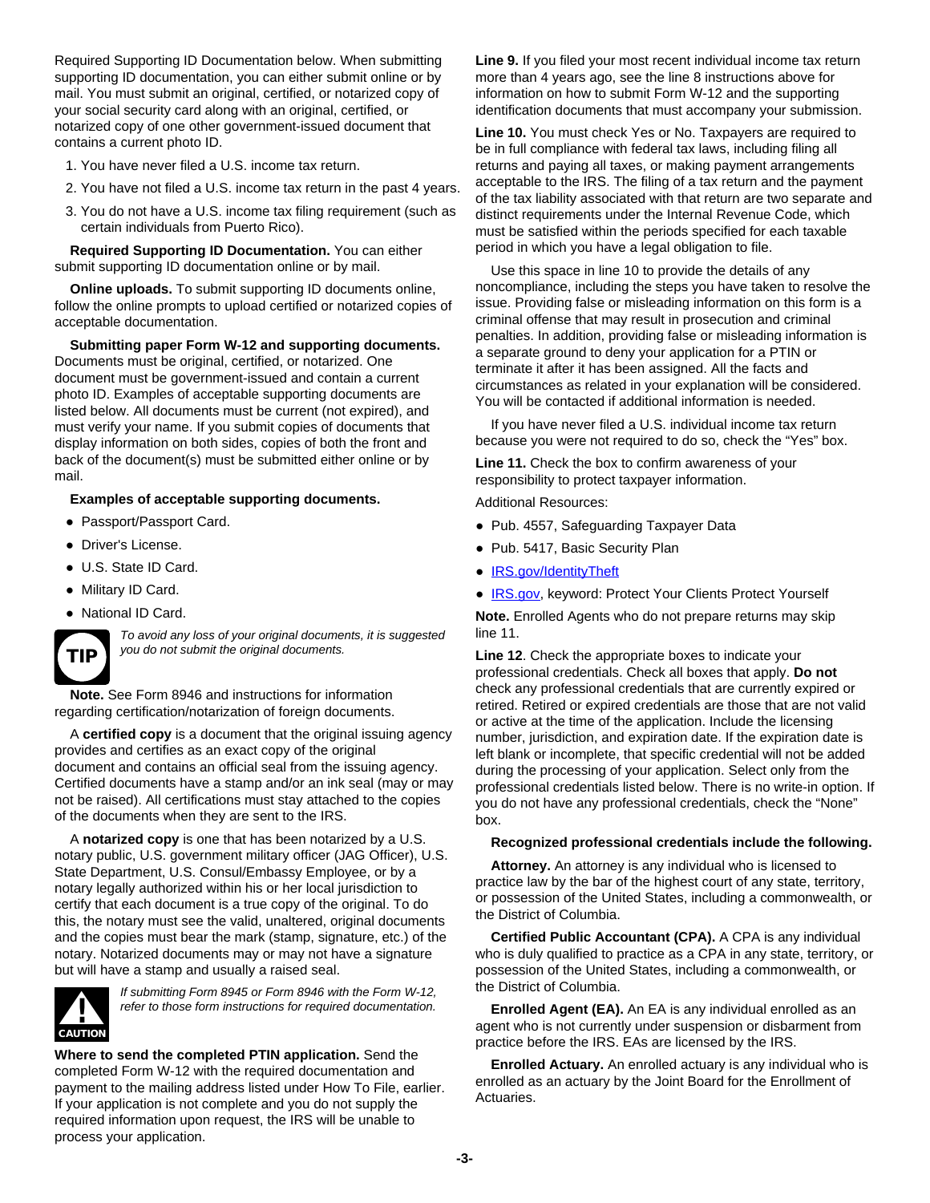Required Supporting ID Documentation below. When submitting supporting ID documentation, you can either submit online or by mail. You must submit an original, certified, or notarized copy of your social security card along with an original, certified, or notarized copy of one other government-issued document that contains a current photo ID.

1. You have never filed a U.S. income tax return.
2. You have not filed a U.S. income tax return in the past 4 years.
3. You do not have a U.S. income tax filing requirement (such as certain individuals from Puerto Rico).

**Required Supporting ID Documentation.** You can either submit supporting ID documentation online or by mail.

**Online uploads.** To submit supporting ID documents online, follow the online prompts to upload certified or notarized copies of acceptable documentation.

**Submitting paper Form W-12 and supporting documents.** Documents must be original, certified, or notarized. One document must be government-issued and contain a current photo ID. Examples of acceptable supporting documents are listed below. All documents must be current (not expired), and must verify your name. If you submit copies of documents that display information on both sides, copies of both the front and back of the document(s) must be submitted either online or by mail.

**Examples of acceptable supporting documents.**

- Passport/Passport Card.
- Driver's License.
- U.S. State ID Card.
- Military ID Card.
- National ID Card.

**TIP** *To avoid any loss of your original documents, it is suggested you do not submit the original documents.*

**Note.** See Form 8946 and instructions for information regarding certification/notarization of foreign documents.

A **certified copy** is a document that the original issuing agency provides and certifies as an exact copy of the original document and contains an official seal from the issuing agency. Certified documents have a stamp and/or an ink seal (may or may not be raised). All certifications must stay attached to the copies of the documents when they are sent to the IRS.

A **notarized copy** is one that has been notarized by a U.S. notary public, U.S. government military officer (JAG Officer), U.S. State Department, U.S. Consul/Embassy Employee, or by a notary legally authorized within his or her local jurisdiction to certify that each document is a true copy of the original. To do this, the notary must see the valid, unaltered, original documents and the copies must bear the mark (stamp, signature, etc.) of the notary. Notarized documents may or may not have a signature but will have a stamp and usually a raised seal.

**CAUTION** *If submitting Form 8945 or Form 8946 with the Form W-12, refer to those form instructions for required documentation.*

**Where to send the completed PTIN application.** Send the completed Form W-12 with the required documentation and payment to the mailing address listed under How To File, earlier. If your application is not complete and you do not supply the required information upon request, the IRS will be unable to process your application.

**Line 9.** If you filed your most recent individual income tax return more than 4 years ago, see the line 8 instructions above for information on how to submit Form W-12 and the supporting identification documents that must accompany your submission.

**Line 10.** You must check Yes or No. Taxpayers are required to be in full compliance with federal tax laws, including filing all returns and paying all taxes, or making payment arrangements acceptable to the IRS. The filing of a tax return and the payment of the tax liability associated with that return are two separate and distinct requirements under the Internal Revenue Code, which must be satisfied within the periods specified for each taxable period in which you have a legal obligation to file.

Use this space in line 10 to provide the details of any noncompliance, including the steps you have taken to resolve the issue. Providing false or misleading information on this form is a criminal offense that may result in prosecution and criminal penalties. In addition, providing false or misleading information is a separate ground to deny your application for a PTIN or terminate it after it has been assigned. All the facts and circumstances as related in your explanation will be considered. You will be contacted if additional information is needed.

If you have never filed a U.S. individual income tax return because you were not required to do so, check the "Yes" box.

**Line 11.** Check the box to confirm awareness of your responsibility to protect taxpayer information.

Additional Resources:

- Pub. 4557, Safeguarding Taxpayer Data
- Pub. 5417, Basic Security Plan
- IRS.gov/IdentityTheft
- IRS.gov, keyword: Protect Your Clients Protect Yourself

**Note.** Enrolled Agents who do not prepare returns may skip line 11.

**Line 12**. Check the appropriate boxes to indicate your professional credentials. Check all boxes that apply. **Do not** check any professional credentials that are currently expired or retired. Retired or expired credentials are those that are not valid or active at the time of the application. Include the licensing number, jurisdiction, and expiration date. If the expiration date is left blank or incomplete, that specific credential will not be added during the processing of your application. Select only from the professional credentials listed below. There is no write-in option. If you do not have any professional credentials, check the "None" box.

**Recognized professional credentials include the following.**

**Attorney.** An attorney is any individual who is licensed to practice law by the bar of the highest court of any state, territory, or possession of the United States, including a commonwealth, or the District of Columbia.

**Certified Public Accountant (CPA).** A CPA is any individual who is duly qualified to practice as a CPA in any state, territory, or possession of the United States, including a commonwealth, or the District of Columbia.

**Enrolled Agent (EA).** An EA is any individual enrolled as an agent who is not currently under suspension or disbarment from practice before the IRS. EAs are licensed by the IRS.

**Enrolled Actuary.** An enrolled actuary is any individual who is enrolled as an actuary by the Joint Board for the Enrollment of Actuaries.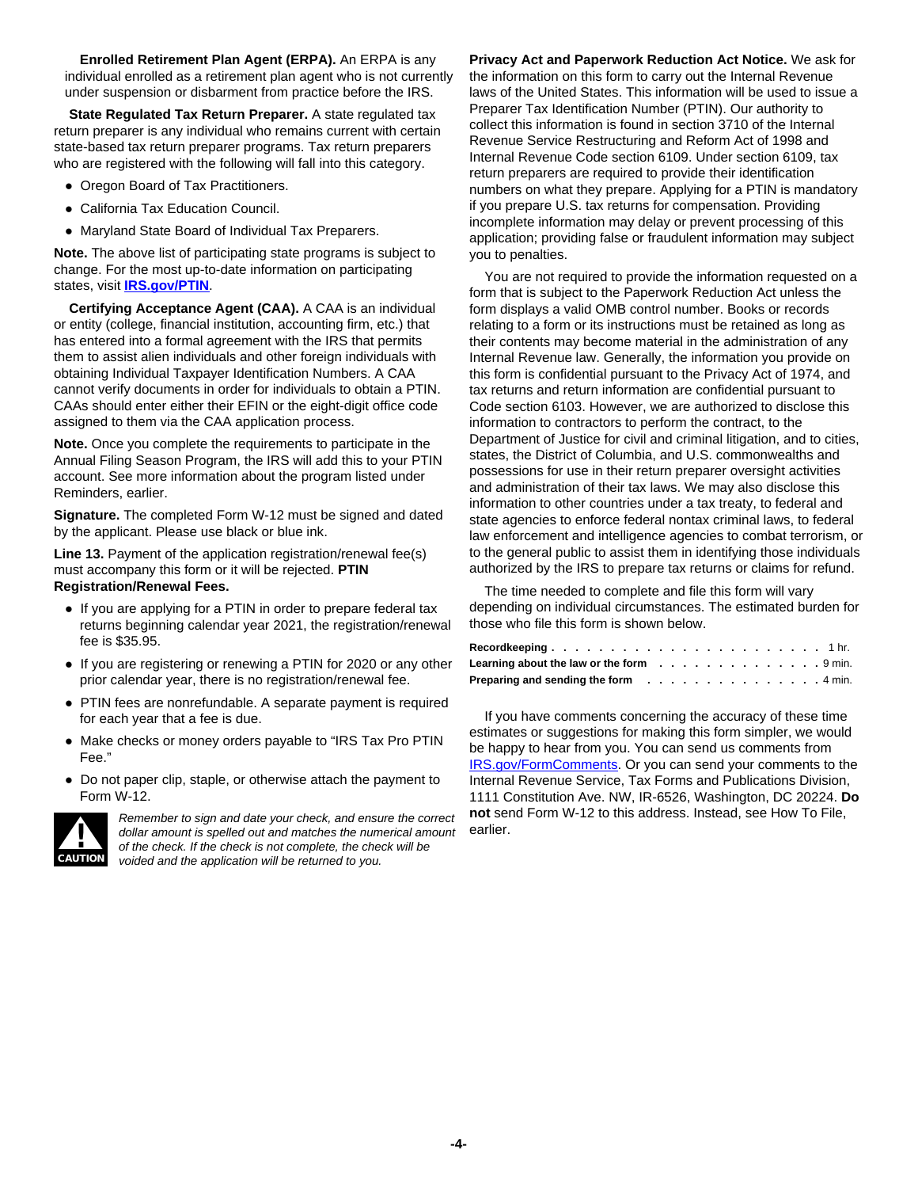**Enrolled Retirement Plan Agent (ERPA).** An ERPA is any individual enrolled as a retirement plan agent who is not currently under suspension or disbarment from practice before the IRS.

**State Regulated Tax Return Preparer.** A state regulated tax return preparer is any individual who remains current with certain state-based tax return preparer programs. Tax return preparers who are registered with the following will fall into this category.

- Oregon Board of Tax Practitioners.
- California Tax Education Council.
- Maryland State Board of Individual Tax Preparers.

**Note.** The above list of participating state programs is subject to change. For the most up-to-date information on participating states, visit **IRS.gov/PTIN**.

**Certifying Acceptance Agent (CAA).** A CAA is an individual or entity (college, financial institution, accounting firm, etc.) that has entered into a formal agreement with the IRS that permits them to assist alien individuals and other foreign individuals with obtaining Individual Taxpayer Identification Numbers. A CAA cannot verify documents in order for individuals to obtain a PTIN. CAAs should enter either their EFIN or the eight-digit office code assigned to them via the CAA application process.

**Note.** Once you complete the requirements to participate in the Annual Filing Season Program, the IRS will add this to your PTIN account. See more information about the program listed under Reminders, earlier.

**Signature.** The completed Form W-12 must be signed and dated by the applicant. Please use black or blue ink.

**Line 13.** Payment of the application registration/renewal fee(s) must accompany this form or it will be rejected. **PTIN Registration/Renewal Fees.**

- If you are applying for a PTIN in order to prepare federal tax returns beginning calendar year 2021, the registration/renewal fee is $35.95.
- If you are registering or renewing a PTIN for 2020 or any other prior calendar year, there is no registration/renewal fee.
- PTIN fees are nonrefundable. A separate payment is required for each year that a fee is due.
- Make checks or money orders payable to "IRS Tax Pro PTIN Fee."
- Do not paper clip, staple, or otherwise attach the payment to Form W-12.

CAUTION *Remember to sign and date your check, and ensure the correct dollar amount is spelled out and matches the numerical amount of the check. If the check is not complete, the check will be voided and the application will be returned to you.*

**Privacy Act and Paperwork Reduction Act Notice.** We ask for the information on this form to carry out the Internal Revenue laws of the United States. This information will be used to issue a Preparer Tax Identification Number (PTIN). Our authority to collect this information is found in section 3710 of the Internal Revenue Service Restructuring and Reform Act of 1998 and Internal Revenue Code section 6109. Under section 6109, tax return preparers are required to provide their identification numbers on what they prepare. Applying for a PTIN is mandatory if you prepare U.S. tax returns for compensation. Providing incomplete information may delay or prevent processing of this application; providing false or fraudulent information may subject you to penalties.

You are not required to provide the information requested on a form that is subject to the Paperwork Reduction Act unless the form displays a valid OMB control number. Books or records relating to a form or its instructions must be retained as long as their contents may become material in the administration of any Internal Revenue law. Generally, the information you provide on this form is confidential pursuant to the Privacy Act of 1974, and tax returns and return information are confidential pursuant to Code section 6103. However, we are authorized to disclose this information to contractors to perform the contract, to the Department of Justice for civil and criminal litigation, and to cities, states, the District of Columbia, and U.S. commonwealths and possessions for use in their return preparer oversight activities and administration of their tax laws. We may also disclose this information to other countries under a tax treaty, to federal and state agencies to enforce federal nontax criminal laws, to federal law enforcement and intelligence agencies to combat terrorism, or to the general public to assist them in identifying those individuals authorized by the IRS to prepare tax returns or claims for refund.

The time needed to complete and file this form will vary depending on individual circumstances. The estimated burden for those who file this form is shown below.

| | |
|---|---|
| **Recordkeeping** | 1 hr. |
| **Learning about the law or the form** | 9 min. |
| **Preparing and sending the form** | 4 min. |

If you have comments concerning the accuracy of these time estimates or suggestions for making this form simpler, we would be happy to hear from you. You can send us comments from IRS.gov/FormComments. Or you can send your comments to the Internal Revenue Service, Tax Forms and Publications Division, 1111 Constitution Ave. NW, IR-6526, Washington, DC 20224. **Do not** send Form W-12 to this address. Instead, see How To File, earlier.